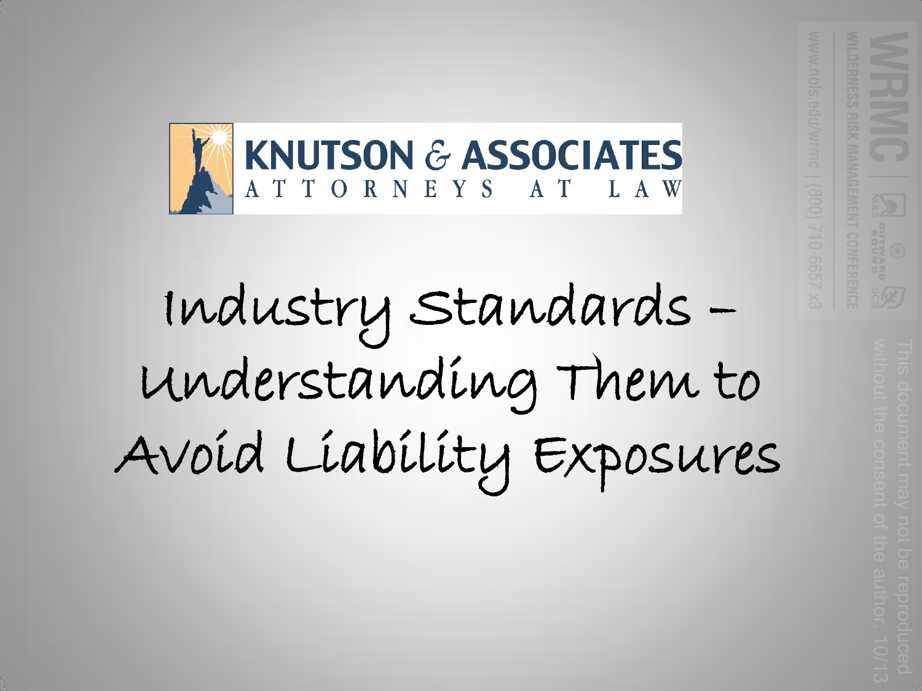KNUTSON & ASSOCIATES
ATTORNEYS AT LAW

# Industry Standards – Understanding Them to Avoid Liability Exposures

WRMC | NOLS OUTWARD BOUND SCA
WILDERNESS RISK MANAGEMENT CONFERENCE
www.nols.edu/wrmc | (800) 710-6657 x3

This document may not be reproduced without the consent of the author. 10/13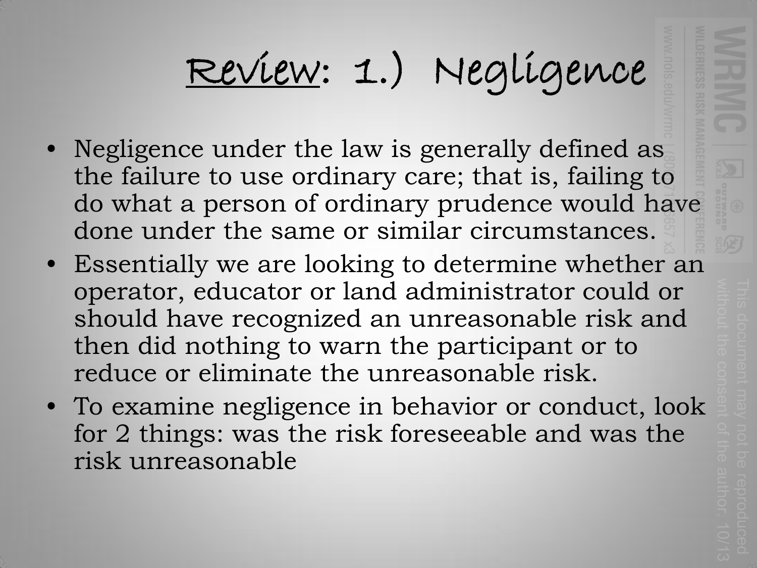# Review: 1.) Negligence

- Negligence under the law is generally defined as the failure to use ordinary care; that is, failing to do what a person of ordinary prudence would have done under the same or similar circumstances.
- Essentially we are looking to determine whether an operator, educator or land administrator could or should have recognized an unreasonable risk and then did nothing to warn the participant or to reduce or eliminate the unreasonable risk.
- To examine negligence in behavior or conduct, look for 2 things: was the risk foreseeable and was the risk unreasonable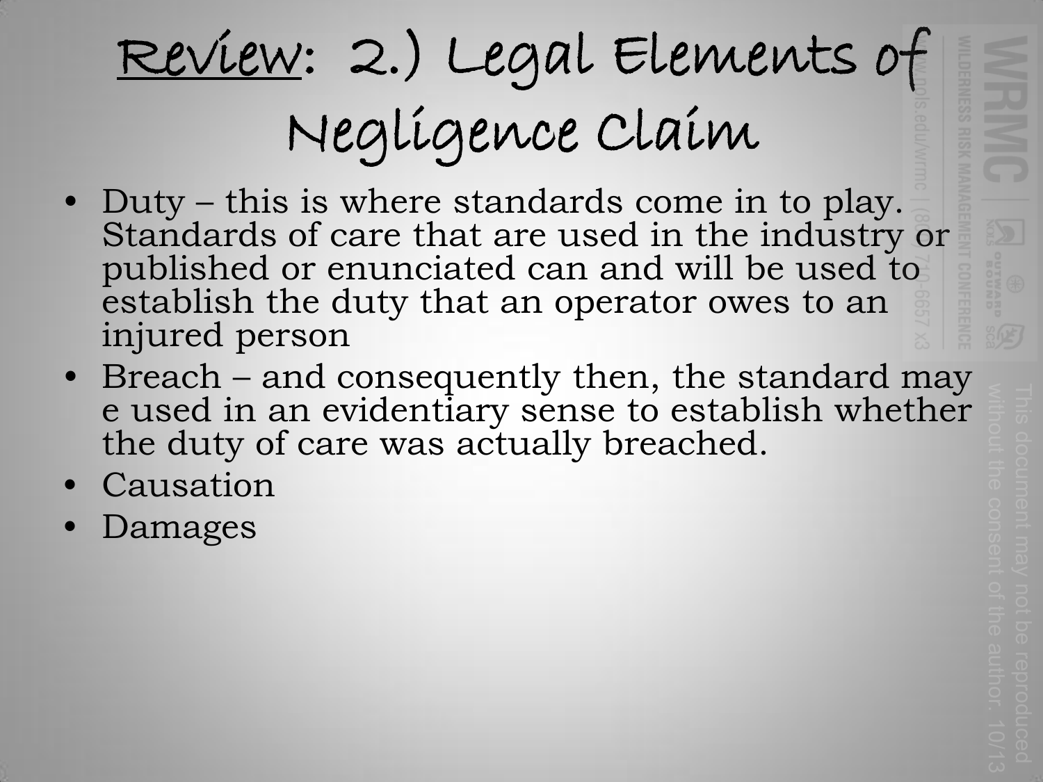# Review: 2.) Legal Elements of Negligence Claim

- Duty – this is where standards come in to play. Standards of care that are used in the industry or published or enunciated can and will be used to establish the duty that an operator owes to an injured person
- Breach – and consequently then, the standard may e used in an evidentiary sense to establish whether the duty of care was actually breached.
- Causation
- Damages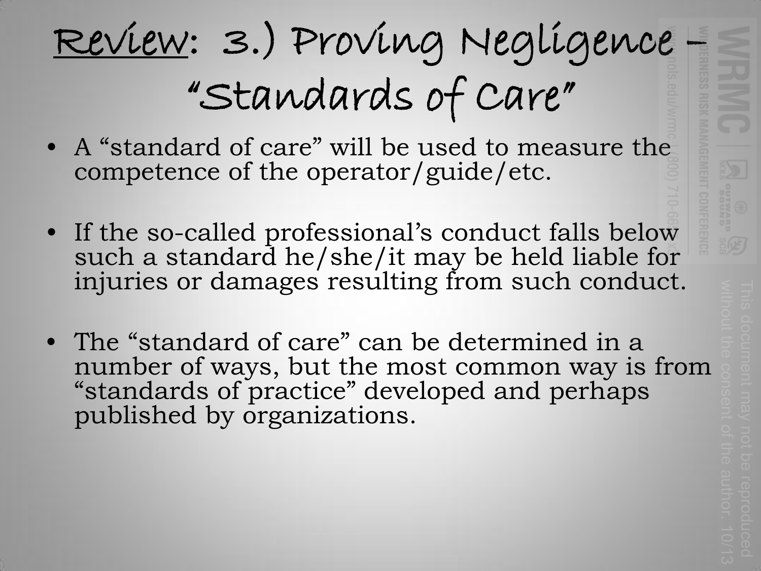# Review: 3.) Proving Negligence – "Standards of Care"

- A "standard of care" will be used to measure the competence of the operator/guide/etc.

- If the so-called professional's conduct falls below such a standard he/she/it may be held liable for injuries or damages resulting from such conduct.

- The "standard of care" can be determined in a number of ways, but the most common way is from "standards of practice" developed and perhaps published by organizations.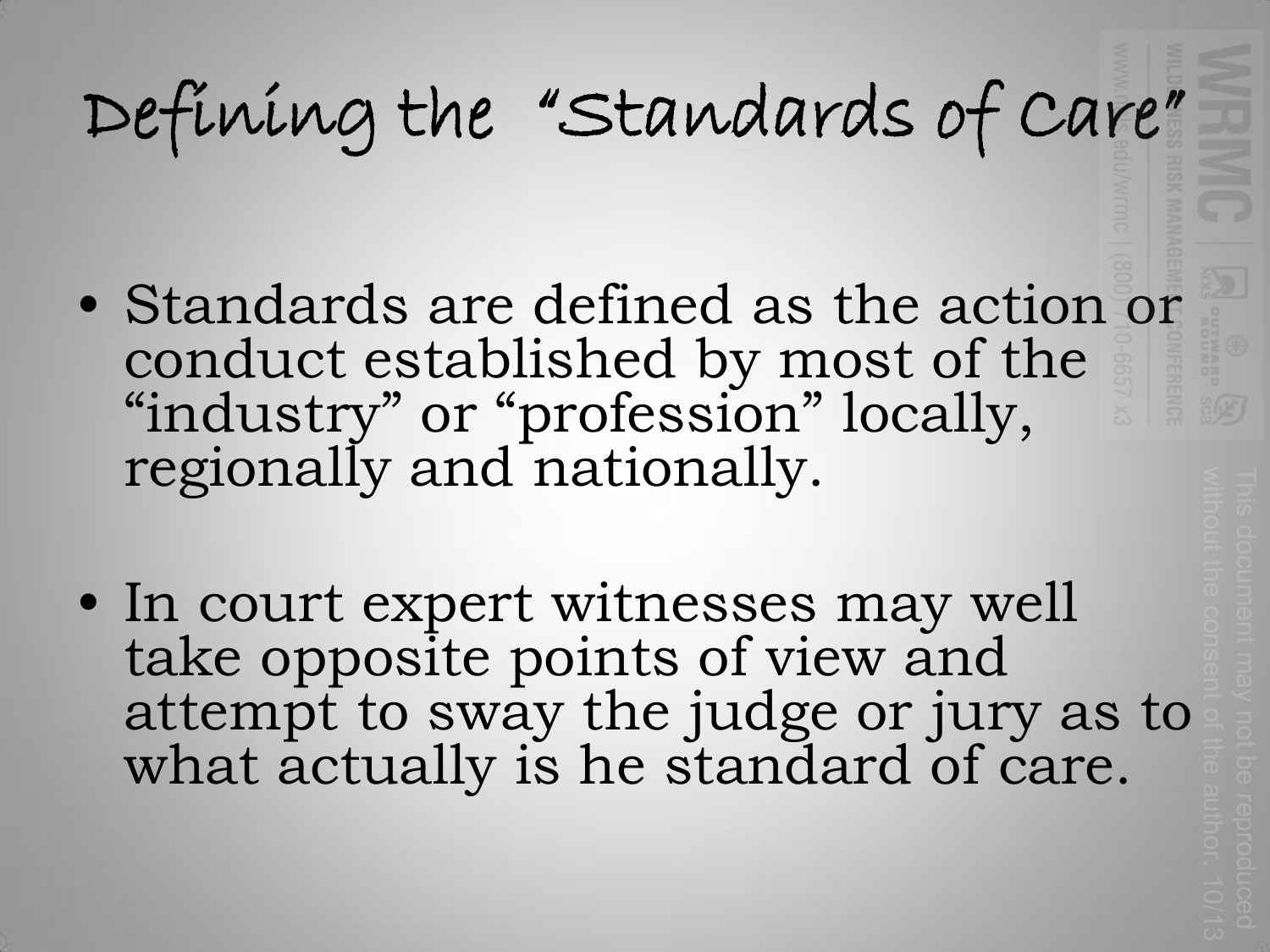# Defining the "Standards of Care"

- Standards are defined as the action or conduct established by most of the "industry" or "profession" locally, regionally and nationally.

- In court expert witnesses may well take opposite points of view and attempt to sway the judge or jury as to what actually is he standard of care.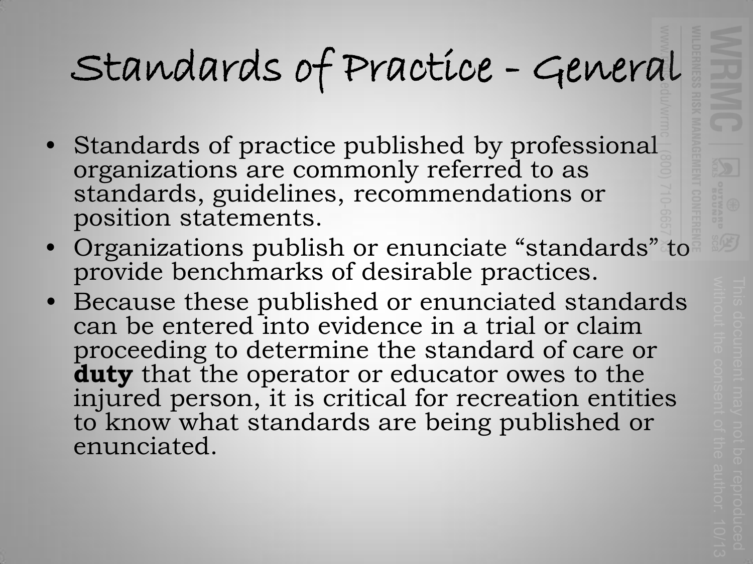# Standards of Practice - General

- Standards of practice published by professional organizations are commonly referred to as standards, guidelines, recommendations or position statements.
- Organizations publish or enunciate “standards” to provide benchmarks of desirable practices.
- Because these published or enunciated standards can be entered into evidence in a trial or claim proceeding to determine the standard of care or **duty** that the operator or educator owes to the injured person, it is critical for recreation entities to know what standards are being published or enunciated.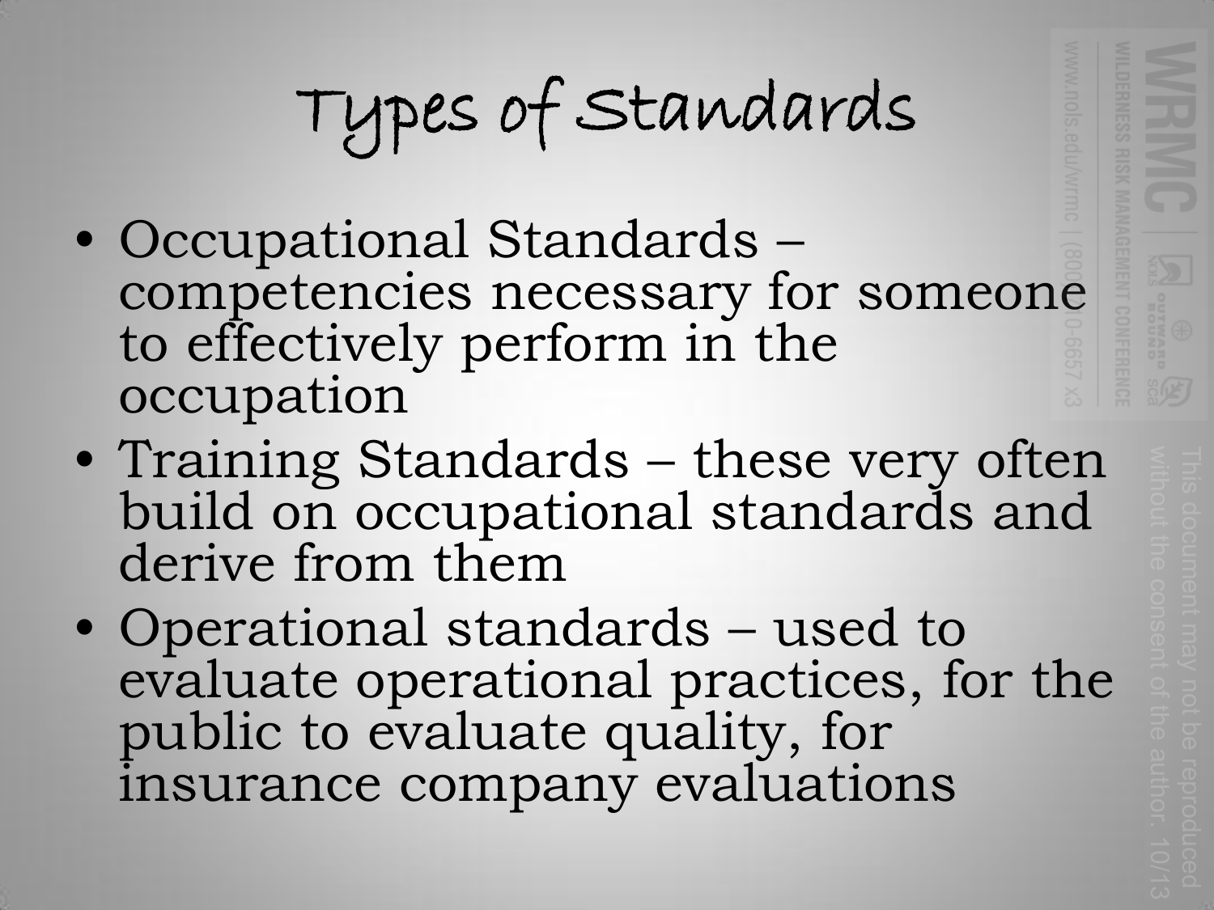# Types of Standards

- Occupational Standards – competencies necessary for someone to effectively perform in the occupation
- Training Standards – these very often build on occupational standards and derive from them
- Operational standards – used to evaluate operational practices, for the public to evaluate quality, for insurance company evaluations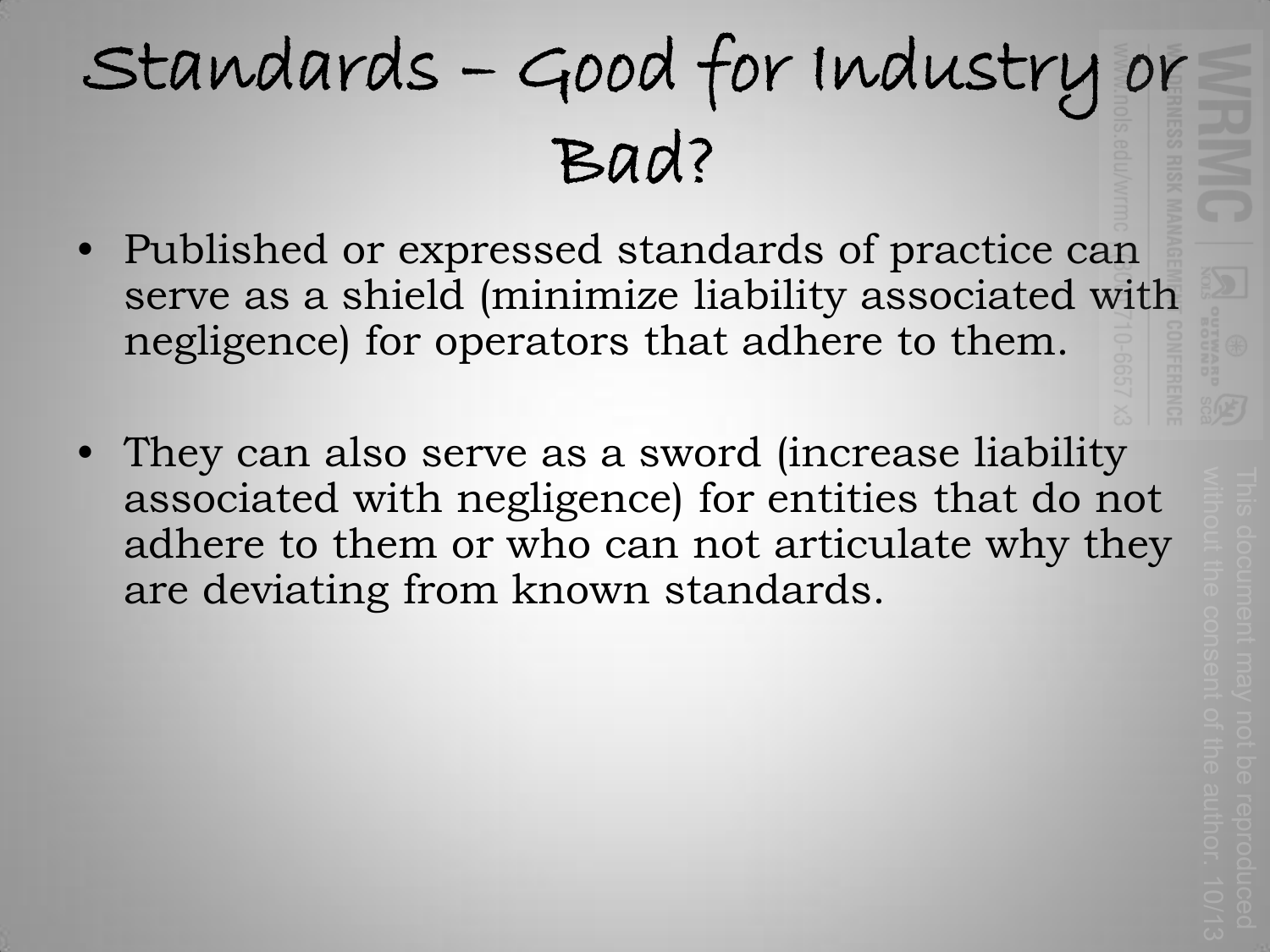# Standards – Good for Industry or Bad?

- Published or expressed standards of practice can serve as a shield (minimize liability associated with negligence) for operators that adhere to them.

- They can also serve as a sword (increase liability associated with negligence) for entities that do not adhere to them or who can not articulate why they are deviating from known standards.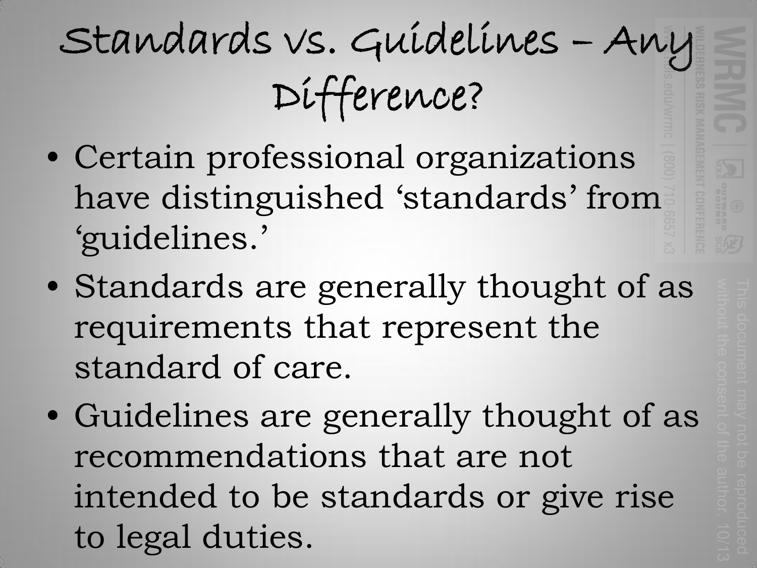# Standards vs. Guidelines – Any Difference?

- Certain professional organizations have distinguished 'standards' from 'guidelines.'
- Standards are generally thought of as requirements that represent the standard of care.
- Guidelines are generally thought of as recommendations that are not intended to be standards or give rise to legal duties.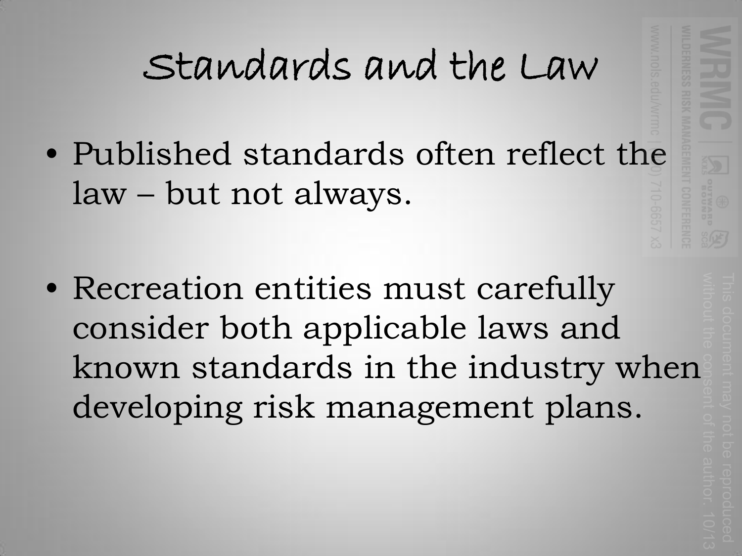# Standards and the Law

- Published standards often reflect the law – but not always.
- Recreation entities must carefully consider both applicable laws and known standards in the industry when developing risk management plans.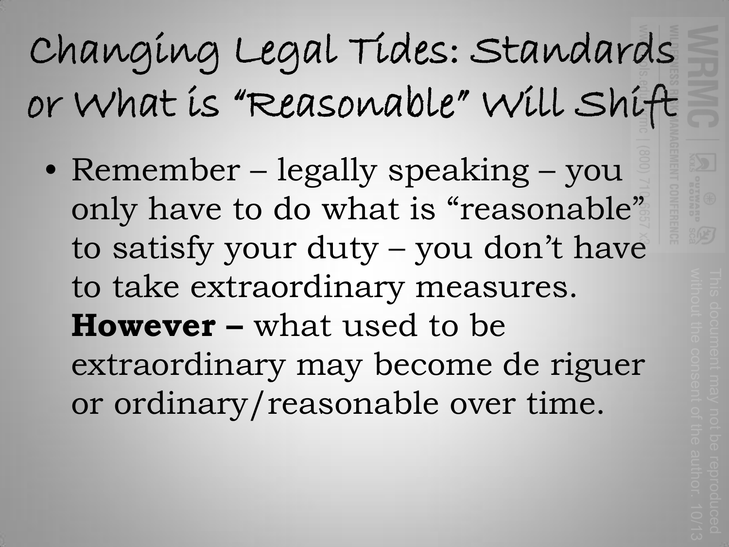# Changing Legal Tides: Standards or What is "Reasonable" Will Shift

- Remember – legally speaking – you only have to do what is "reasonable" to satisfy your duty – you don't have to take extraordinary measures. **However –** what used to be extraordinary may become de riguer or ordinary/reasonable over time.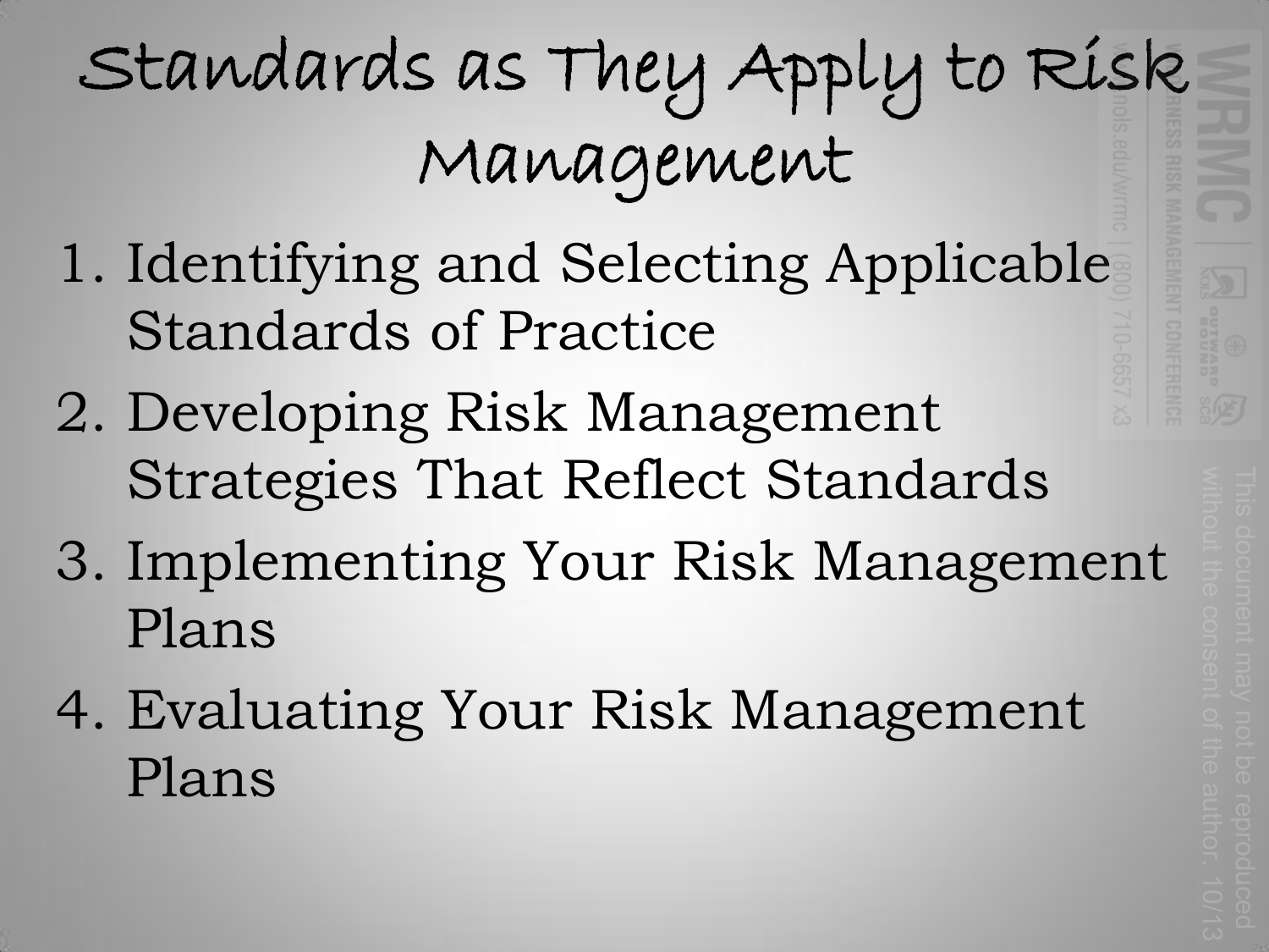# Standards as They Apply to Risk Management

1. Identifying and Selecting Applicable Standards of Practice
2. Developing Risk Management Strategies That Reflect Standards
3. Implementing Your Risk Management Plans
4. Evaluating Your Risk Management Plans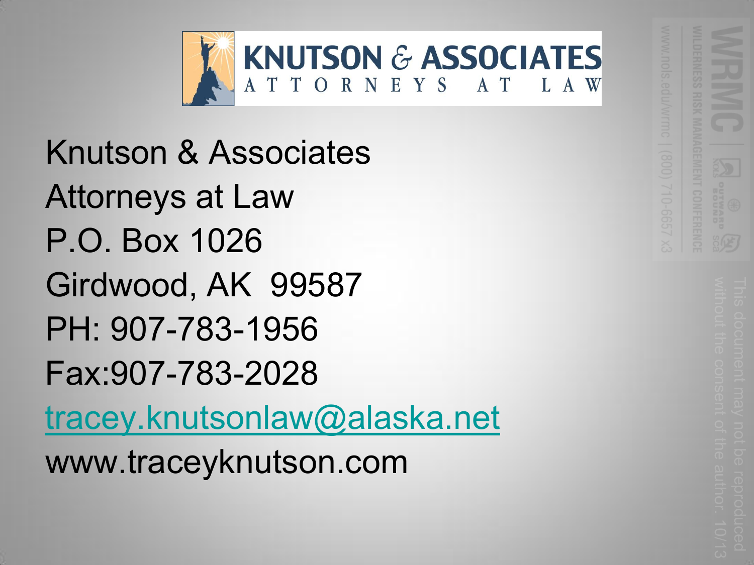KNUTSON & ASSOCIATES
ATTORNEYS AT LAW

Knutson & Associates
Attorneys at Law
P.O. Box 1026
Girdwood, AK  99587
PH: 907-783-1956
Fax:907-783-2028
tracey.knutsonlaw@alaska.net
www.traceyknutson.com

This document may not be reproduced without the consent of the author. 10/13